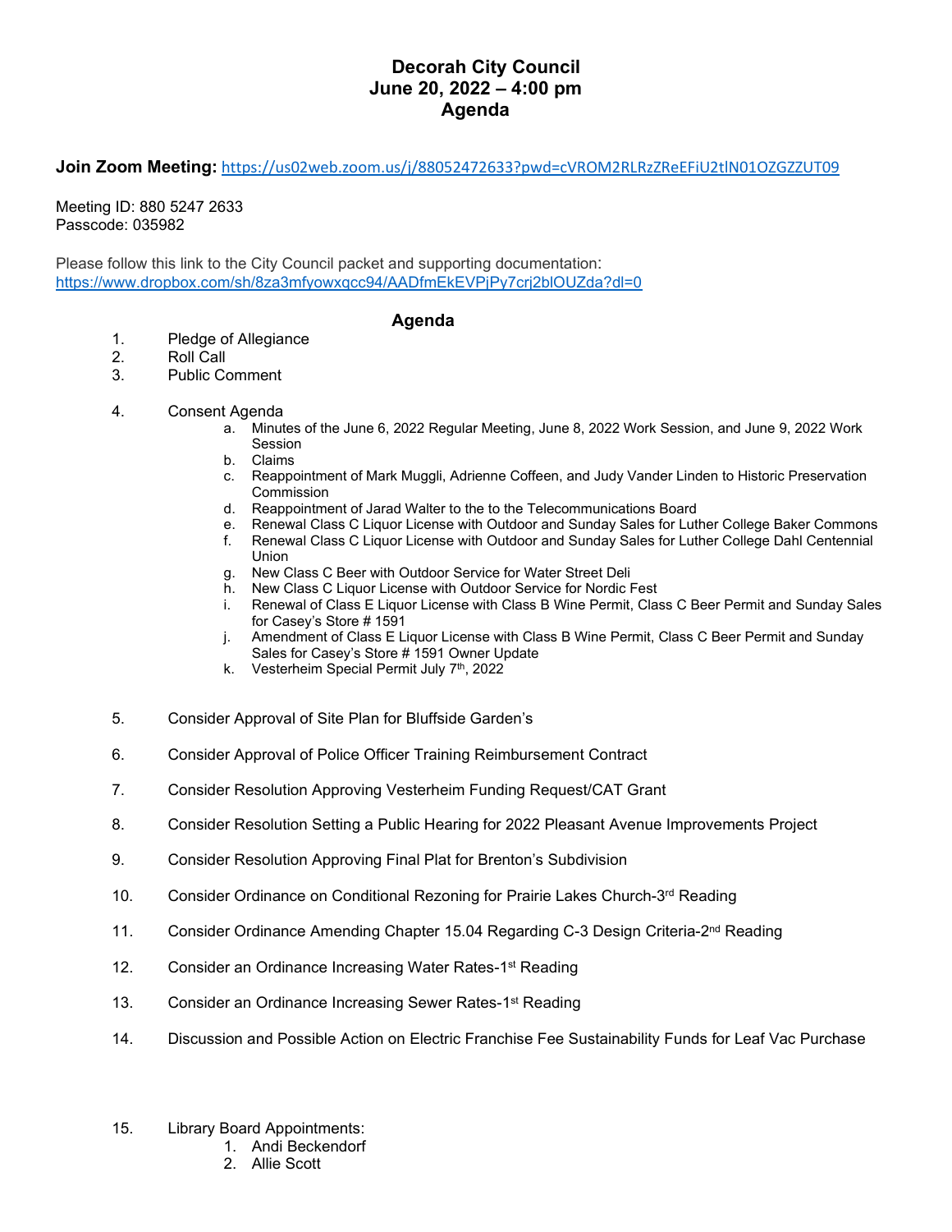# Decorah City Council
# June 20, 2022 – 4:00 pm
# Agenda

**Join Zoom Meeting:** https://us02web.zoom.us/j/88052472633?pwd=cVROM2RLRzZReEFiU2tlN01OZGZZUT09

Meeting ID: 880 5247 2633
Passcode: 035982

Please follow this link to the City Council packet and supporting documentation:
https://www.dropbox.com/sh/8za3mfyowxqcc94/AADfmEkEVPjPy7crj2blOUZda?dl=0

## Agenda

1. Pledge of Allegiance
2. Roll Call
3. Public Comment

4. Consent Agenda
    a. Minutes of the June 6, 2022 Regular Meeting, June 8, 2022 Work Session, and June 9, 2022 Work Session
    b. Claims
    c. Reappointment of Mark Muggli, Adrienne Coffeen, and Judy Vander Linden to Historic Preservation Commission
    d. Reappointment of Jarad Walter to the to the Telecommunications Board
    e. Renewal Class C Liquor License with Outdoor and Sunday Sales for Luther College Baker Commons
    f. Renewal Class C Liquor License with Outdoor and Sunday Sales for Luther College Dahl Centennial Union
    g. New Class C Beer with Outdoor Service for Water Street Deli
    h. New Class C Liquor License with Outdoor Service for Nordic Fest
    i. Renewal of Class E Liquor License with Class B Wine Permit, Class C Beer Permit and Sunday Sales for Casey's Store # 1591
    j. Amendment of Class E Liquor License with Class B Wine Permit, Class C Beer Permit and Sunday Sales for Casey's Store # 1591 Owner Update
    k. Vesterheim Special Permit July 7th, 2022

5. Consider Approval of Site Plan for Bluffside Garden's

6. Consider Approval of Police Officer Training Reimbursement Contract

7. Consider Resolution Approving Vesterheim Funding Request/CAT Grant

8. Consider Resolution Setting a Public Hearing for 2022 Pleasant Avenue Improvements Project

9. Consider Resolution Approving Final Plat for Brenton's Subdivision

10. Consider Ordinance on Conditional Rezoning for Prairie Lakes Church-3rd Reading

11. Consider Ordinance Amending Chapter 15.04 Regarding C-3 Design Criteria-2nd Reading

12. Consider an Ordinance Increasing Water Rates-1st Reading

13. Consider an Ordinance Increasing Sewer Rates-1st Reading

14. Discussion and Possible Action on Electric Franchise Fee Sustainability Funds for Leaf Vac Purchase

15. Library Board Appointments:
    1. Andi Beckendorf
    2. Allie Scott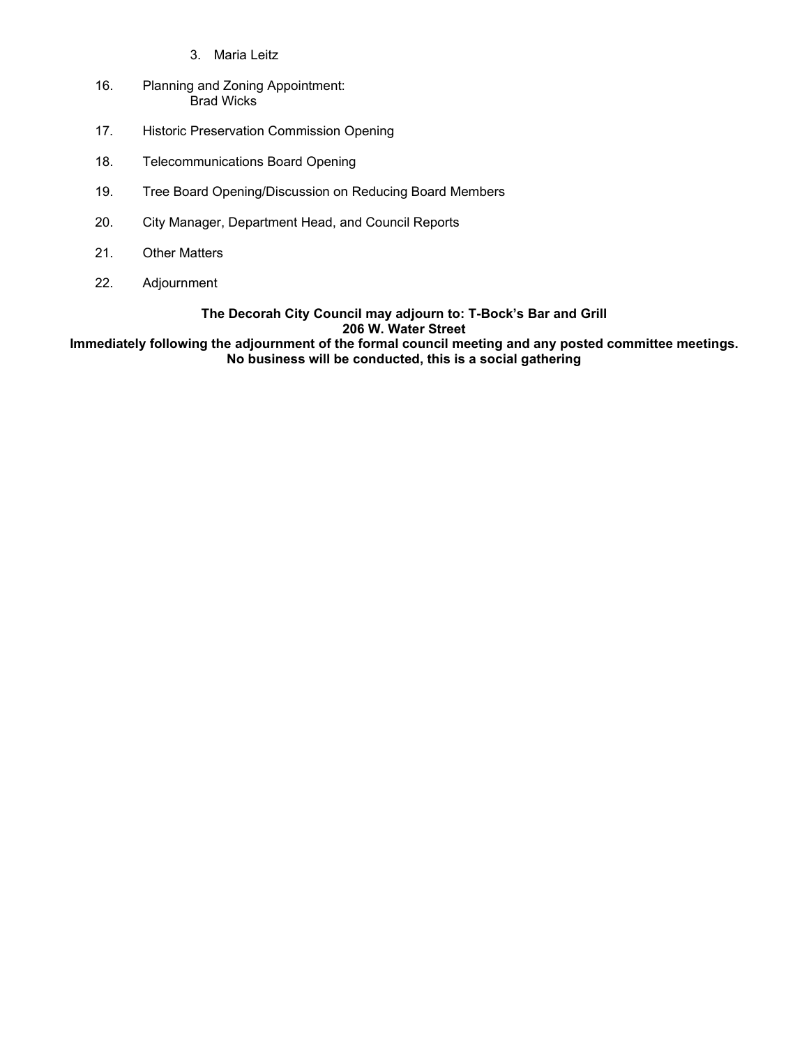3. Maria Leitz

16. Planning and Zoning Appointment:
    Brad Wicks

17. Historic Preservation Commission Opening

18. Telecommunications Board Opening

19. Tree Board Opening/Discussion on Reducing Board Members

20. City Manager, Department Head, and Council Reports

21. Other Matters

22. Adjournment

**The Decorah City Council may adjourn to: T-Bock's Bar and Grill**
**206 W. Water Street**
**Immediately following the adjournment of the formal council meeting and any posted committee meetings.**
**No business will be conducted, this is a social gathering**